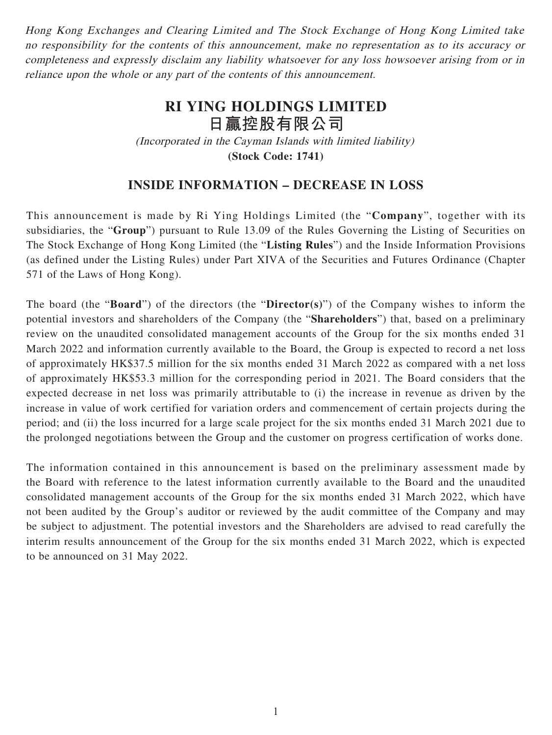*Hong Kong Exchanges and Clearing Limited and The Stock Exchange of Hong Kong Limited take no responsibility for the contents of this announcement, make no representation as to its accuracy or completeness and expressly disclaim any liability whatsoever for any loss howsoever arising from or in reliance upon the whole or any part of the contents of this announcement.*

# RI YING HOLDINGS LIMITED
# 日贏控股有限公司

*(Incorporated in the Cayman Islands with limited liability)*
**(Stock Code: 1741)**

## INSIDE INFORMATION – DECREASE IN LOSS

This announcement is made by Ri Ying Holdings Limited (the "**Company**", together with its subsidiaries, the "**Group**") pursuant to Rule 13.09 of the Rules Governing the Listing of Securities on The Stock Exchange of Hong Kong Limited (the "**Listing Rules**") and the Inside Information Provisions (as defined under the Listing Rules) under Part XIVA of the Securities and Futures Ordinance (Chapter 571 of the Laws of Hong Kong).

The board (the "**Board**") of the directors (the "**Director(s)**") of the Company wishes to inform the potential investors and shareholders of the Company (the "**Shareholders**") that, based on a preliminary review on the unaudited consolidated management accounts of the Group for the six months ended 31 March 2022 and information currently available to the Board, the Group is expected to record a net loss of approximately HK$37.5 million for the six months ended 31 March 2022 as compared with a net loss of approximately HK$53.3 million for the corresponding period in 2021. The Board considers that the expected decrease in net loss was primarily attributable to (i) the increase in revenue as driven by the increase in value of work certified for variation orders and commencement of certain projects during the period; and (ii) the loss incurred for a large scale project for the six months ended 31 March 2021 due to the prolonged negotiations between the Group and the customer on progress certification of works done.

The information contained in this announcement is based on the preliminary assessment made by the Board with reference to the latest information currently available to the Board and the unaudited consolidated management accounts of the Group for the six months ended 31 March 2022, which have not been audited by the Group's auditor or reviewed by the audit committee of the Company and may be subject to adjustment. The potential investors and the Shareholders are advised to read carefully the interim results announcement of the Group for the six months ended 31 March 2022, which is expected to be announced on 31 May 2022.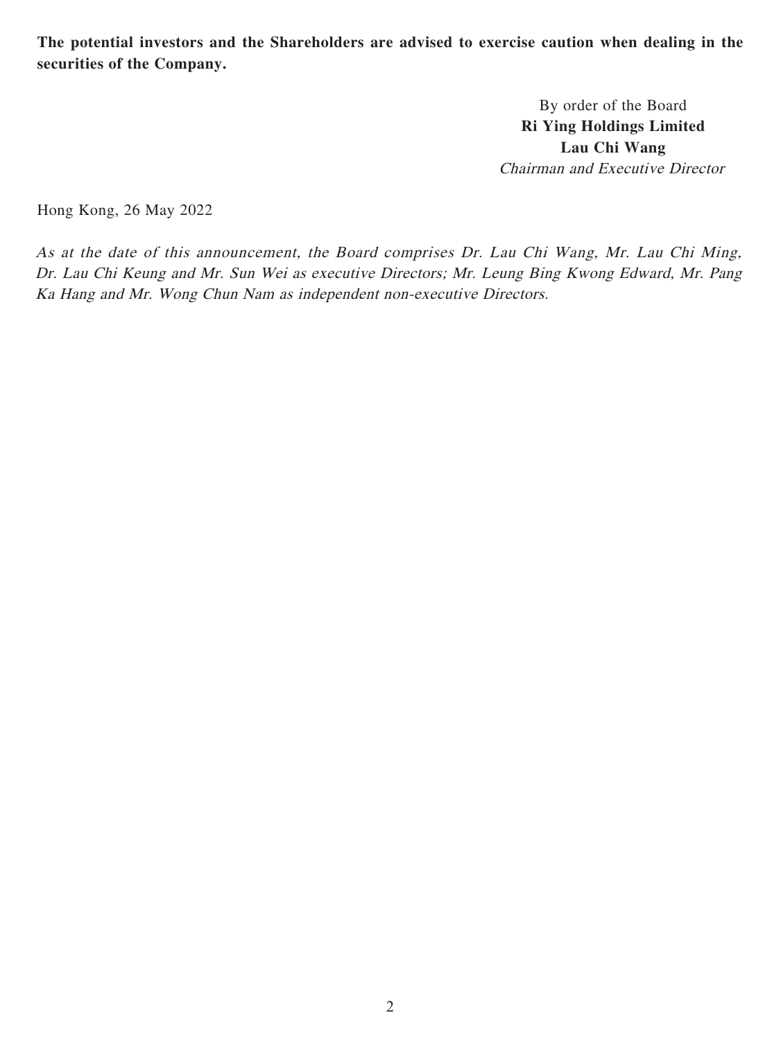**The potential investors and the Shareholders are advised to exercise caution when dealing in the securities of the Company.**

By order of the Board
**Ri Ying Holdings Limited**
**Lau Chi Wang**
*Chairman and Executive Director*

Hong Kong, 26 May 2022

*As at the date of this announcement, the Board comprises Dr. Lau Chi Wang, Mr. Lau Chi Ming, Dr. Lau Chi Keung and Mr. Sun Wei as executive Directors; Mr. Leung Bing Kwong Edward, Mr. Pang Ka Hang and Mr. Wong Chun Nam as independent non-executive Directors.*